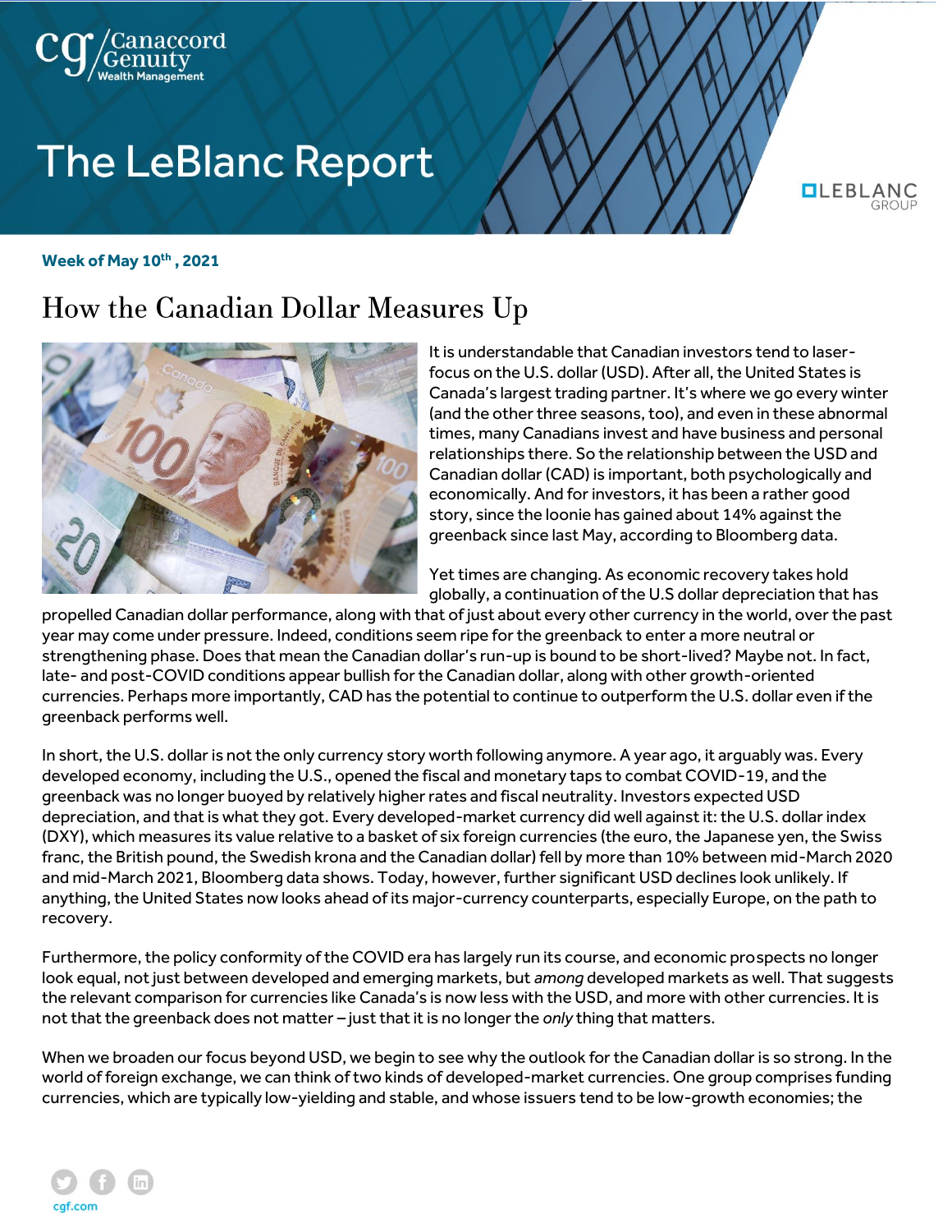# The LeBlanc Report

**Week of May 10th , 2021**

## How the Canadian Dollar Measures Up

It is understandable that Canadian investors tend to laser-focus on the U.S. dollar (USD). After all, the United States is Canada's largest trading partner. It's where we go every winter (and the other three seasons, too), and even in these abnormal times, many Canadians invest and have business and personal relationships there. So the relationship between the USD and Canadian dollar (CAD) is important, both psychologically and economically. And for investors, it has been a rather good story, since the loonie has gained about 14% against the greenback since last May, according to Bloomberg data.

Yet times are changing. As economic recovery takes hold globally, a continuation of the U.S dollar depreciation that has propelled Canadian dollar performance, along with that of just about every other currency in the world, over the past year may come under pressure. Indeed, conditions seem ripe for the greenback to enter a more neutral or strengthening phase. Does that mean the Canadian dollar's run-up is bound to be short-lived? Maybe not. In fact, late- and post-COVID conditions appear bullish for the Canadian dollar, along with other growth-oriented currencies. Perhaps more importantly, CAD has the potential to continue to outperform the U.S. dollar even if the greenback performs well.

In short, the U.S. dollar is not the only currency story worth following anymore. A year ago, it arguably was. Every developed economy, including the U.S., opened the fiscal and monetary taps to combat COVID-19, and the greenback was no longer buoyed by relatively higher rates and fiscal neutrality. Investors expected USD depreciation, and that is what they got. Every developed-market currency did well against it: the U.S. dollar index (DXY), which measures its value relative to a basket of six foreign currencies (the euro, the Japanese yen, the Swiss franc, the British pound, the Swedish krona and the Canadian dollar) fell by more than 10% between mid-March 2020 and mid-March 2021, Bloomberg data shows. Today, however, further significant USD declines look unlikely. If anything, the United States now looks ahead of its major-currency counterparts, especially Europe, on the path to recovery.

Furthermore, the policy conformity of the COVID era has largely run its course, and economic prospects no longer look equal, not just between developed and emerging markets, but *among* developed markets as well. That suggests the relevant comparison for currencies like Canada's is now less with the USD, and more with other currencies. It is not that the greenback does not matter – just that it is no longer the *only* thing that matters.

When we broaden our focus beyond USD, we begin to see why the outlook for the Canadian dollar is so strong. In the world of foreign exchange, we can think of two kinds of developed-market currencies. One group comprises funding currencies, which are typically low-yielding and stable, and whose issuers tend to be low-growth economies; the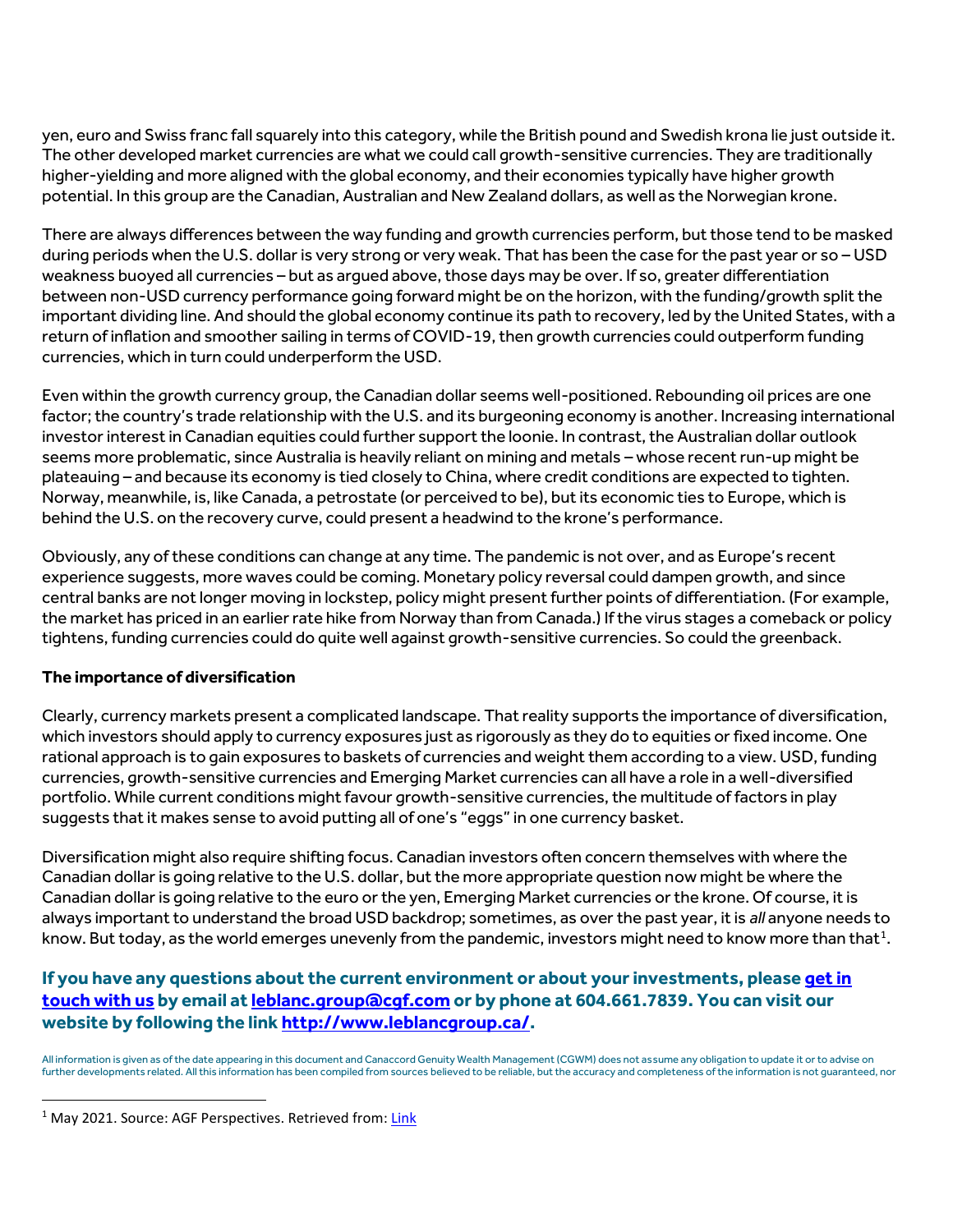yen, euro and Swiss franc fall squarely into this category, while the British pound and Swedish krona lie just outside it. The other developed market currencies are what we could call growth-sensitive currencies. They are traditionally higher-yielding and more aligned with the global economy, and their economies typically have higher growth potential. In this group are the Canadian, Australian and New Zealand dollars, as well as the Norwegian krone.

There are always differences between the way funding and growth currencies perform, but those tend to be masked during periods when the U.S. dollar is very strong or very weak. That has been the case for the past year or so – USD weakness buoyed all currencies – but as argued above, those days may be over. If so, greater differentiation between non-USD currency performance going forward might be on the horizon, with the funding/growth split the important dividing line. And should the global economy continue its path to recovery, led by the United States, with a return of inflation and smoother sailing in terms of COVID-19, then growth currencies could outperform funding currencies, which in turn could underperform the USD.

Even within the growth currency group, the Canadian dollar seems well-positioned. Rebounding oil prices are one factor; the country's trade relationship with the U.S. and its burgeoning economy is another. Increasing international investor interest in Canadian equities could further support the loonie. In contrast, the Australian dollar outlook seems more problematic, since Australia is heavily reliant on mining and metals – whose recent run-up might be plateauing – and because its economy is tied closely to China, where credit conditions are expected to tighten. Norway, meanwhile, is, like Canada, a petrostate (or perceived to be), but its economic ties to Europe, which is behind the U.S. on the recovery curve, could present a headwind to the krone's performance.

Obviously, any of these conditions can change at any time. The pandemic is not over, and as Europe's recent experience suggests, more waves could be coming. Monetary policy reversal could dampen growth, and since central banks are not longer moving in lockstep, policy might present further points of differentiation. (For example, the market has priced in an earlier rate hike from Norway than from Canada.) If the virus stages a comeback or policy tightens, funding currencies could do quite well against growth-sensitive currencies. So could the greenback.

**The importance of diversification**

Clearly, currency markets present a complicated landscape. That reality supports the importance of diversification, which investors should apply to currency exposures just as rigorously as they do to equities or fixed income. One rational approach is to gain exposures to baskets of currencies and weight them according to a view. USD, funding currencies, growth-sensitive currencies and Emerging Market currencies can all have a role in a well-diversified portfolio. While current conditions might favour growth-sensitive currencies, the multitude of factors in play suggests that it makes sense to avoid putting all of one's "eggs" in one currency basket.

Diversification might also require shifting focus. Canadian investors often concern themselves with where the Canadian dollar is going relative to the U.S. dollar, but the more appropriate question now might be where the Canadian dollar is going relative to the euro or the yen, Emerging Market currencies or the krone. Of course, it is always important to understand the broad USD backdrop; sometimes, as over the past year, it is *all* anyone needs to know. But today, as the world emerges unevenly from the pandemic, investors might need to know more than that[1].

**If you have any questions about the current environment or about your investments, please get in touch with us by email at leblanc.group@cgf.com or by phone at 604.661.7839. You can visit our website by following the link http://www.leblancgroup.ca/.**

All information is given as of the date appearing in this document and Canaccord Genuity Wealth Management (CGWM) does not assume any obligation to update it or to advise on further developments related. All this information has been compiled from sources believed to be reliable, but the accuracy and completeness of the information is not guaranteed, nor

[1] May 2021. Source: AGF Perspectives. Retrieved from: Link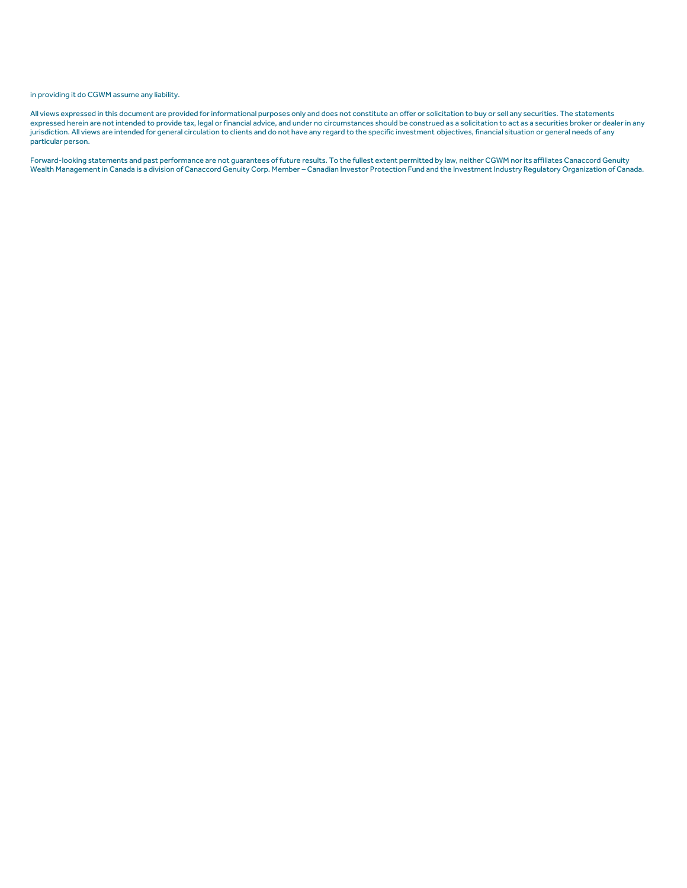in providing it do CGWM assume any liability.

All views expressed in this document are provided for informational purposes only and does not constitute an offer or solicitation to buy or sell any securities. The statements expressed herein are not intended to provide tax, legal or financial advice, and under no circumstances should be construed as a solicitation to act as a securities broker or dealer in any jurisdiction. All views are intended for general circulation to clients and do not have any regard to the specific investment objectives, financial situation or general needs of any particular person.

Forward-looking statements and past performance are not guarantees of future results. To the fullest extent permitted by law, neither CGWM nor its affiliates Canaccord Genuity Wealth Management in Canada is a division of Canaccord Genuity Corp. Member – Canadian Investor Protection Fund and the Investment Industry Regulatory Organization of Canada.